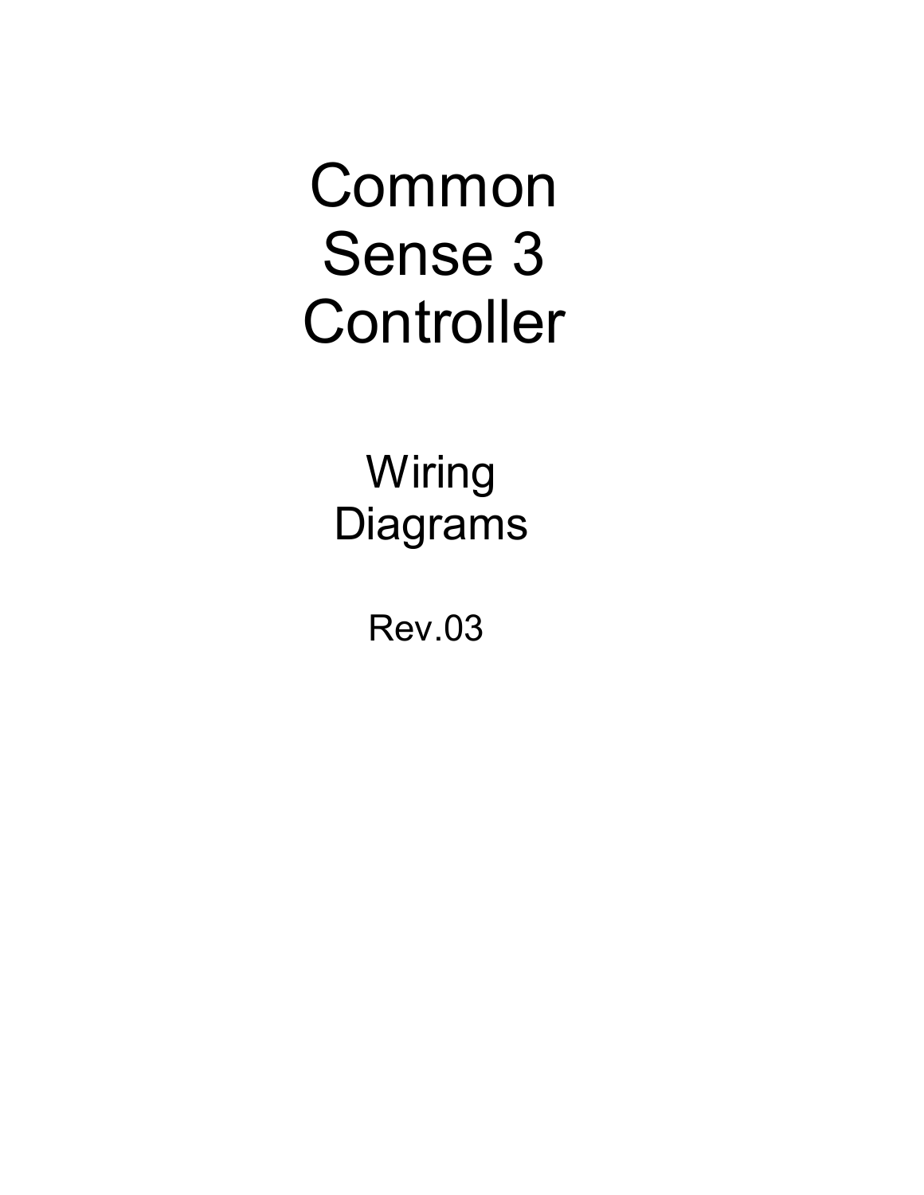# Common Sense 3 Controller

## Wiring Diagrams

Rev.03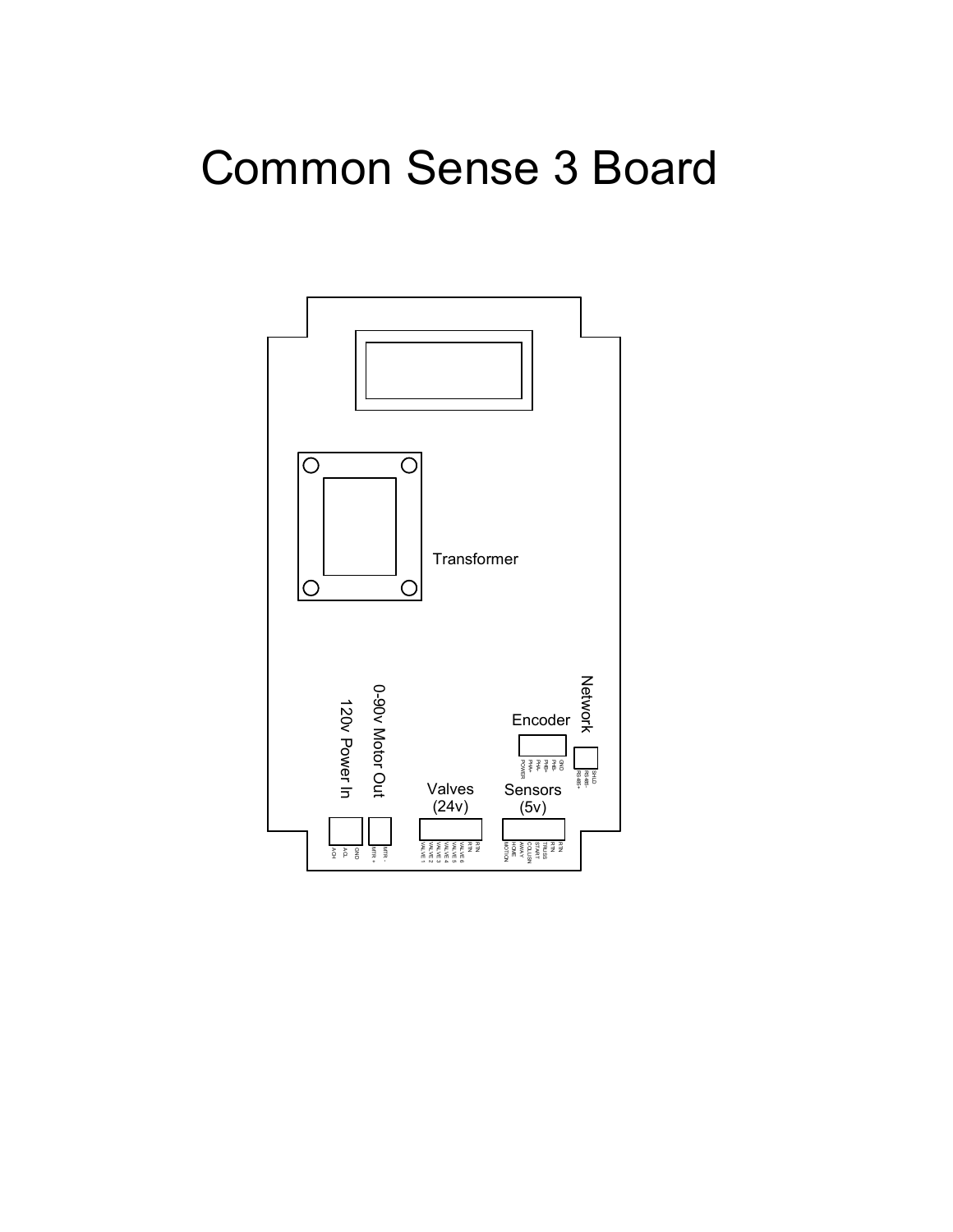# Common Sense 3 Board

Transformer

0-90v Motor Out

120v Power In

Encoder

Network

Valves (24v)

Sensors (5v)

AC H
AC L
GND

MTR +
MTR -

VALVE 1
VALVE 2
VALVE 3
VALVE 4
VALVE 5
VALVE 6
RTN
RTN

MOTION
HOME
AWAY
COLLISION
START
TRUSS
RTN
RTN

POWER
PHA+
PHA-
PHB+
PHB-
GND

RS-485+
RS-485-
SHLD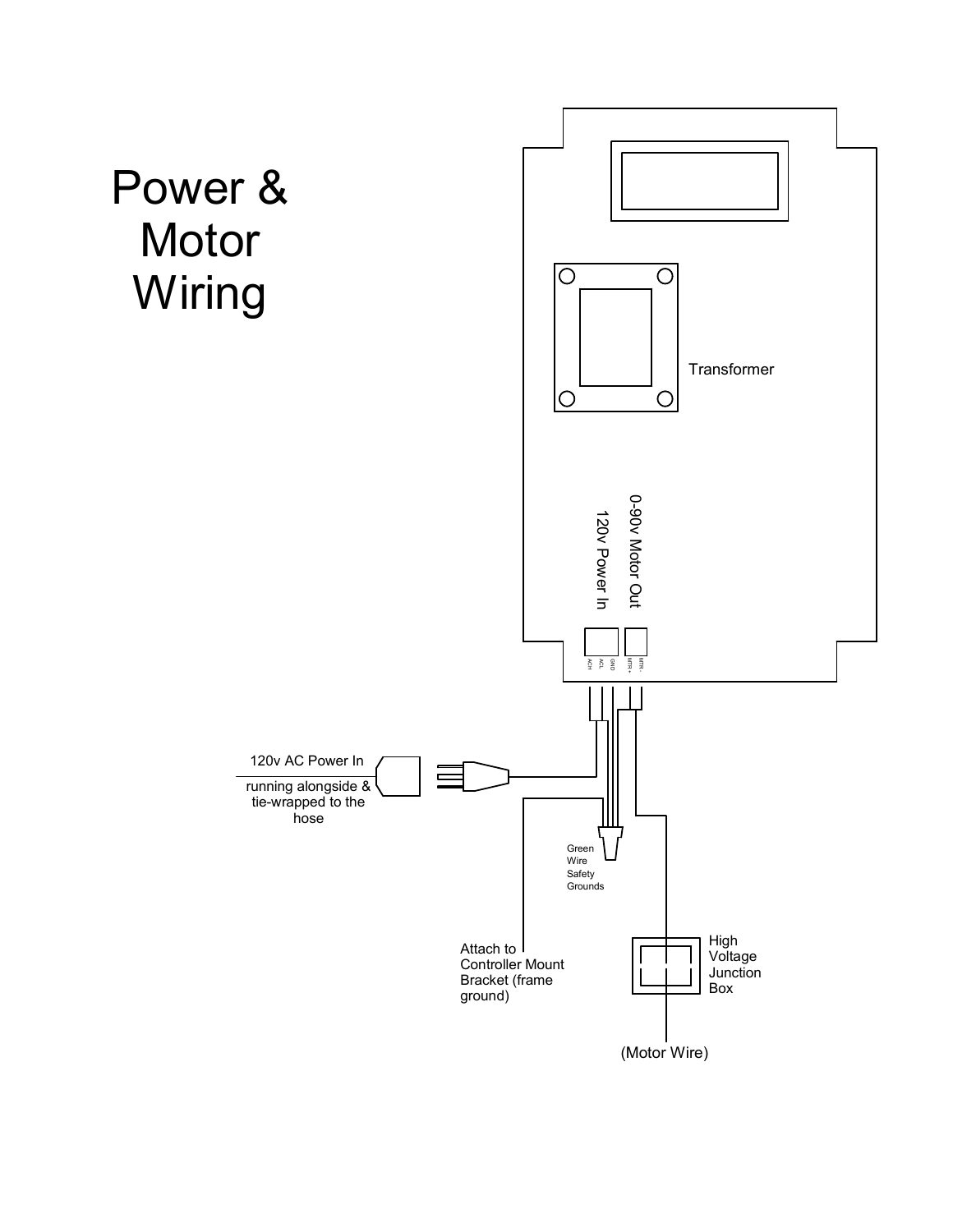# Power & Motor Wiring

Transformer

0-90v Motor Out

120v Power In

ACH ACL GND MTR + MTR -

120v AC Power In

running alongside & tie-wrapped to the hose

Green Wire Safety Grounds

Attach to Controller Mount Bracket (frame ground)

High Voltage Junction Box

(Motor Wire)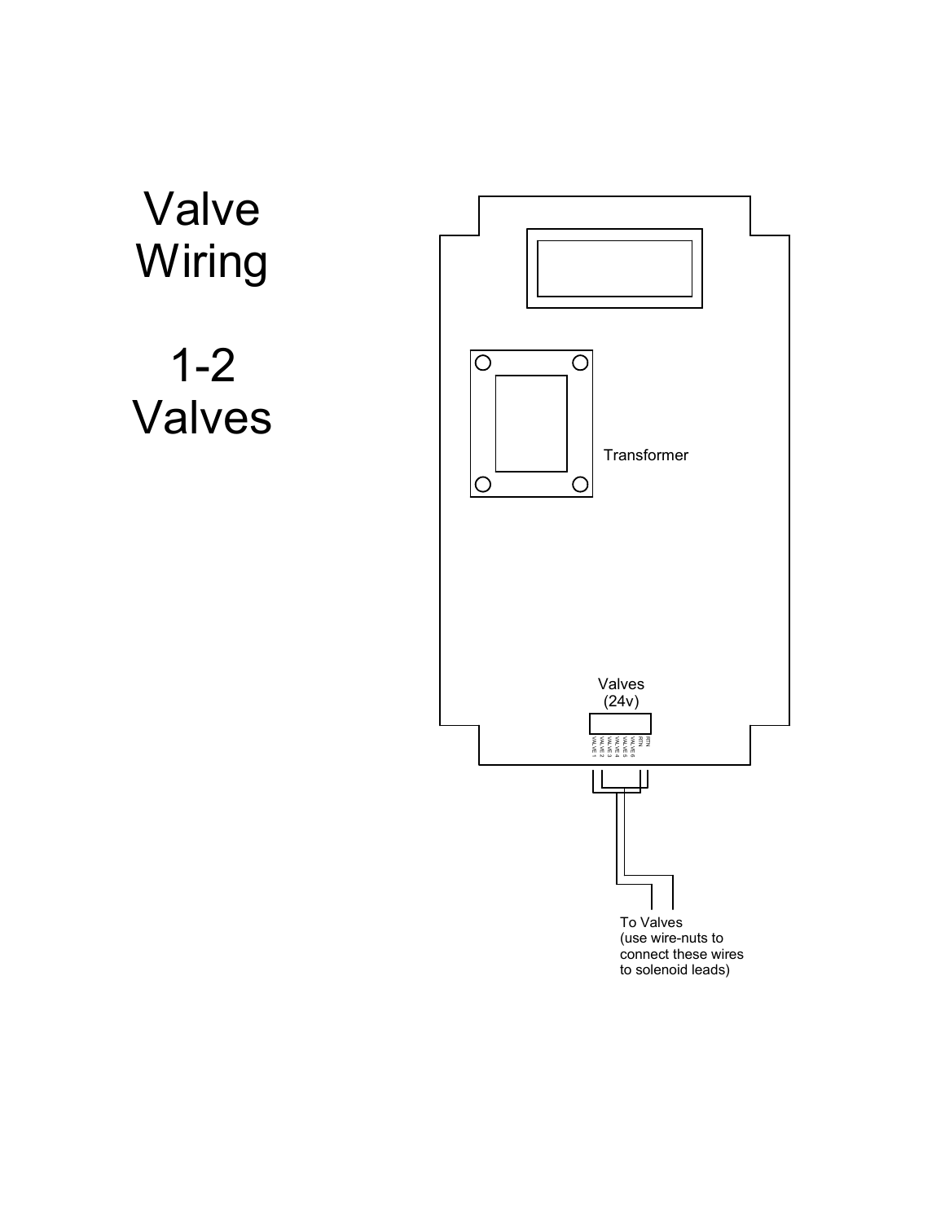# Valve Wiring

# 1-2 Valves

Transformer

Valves
(24v)

VALVE 1 VALVE 2 VALVE 3 VALVE 4 VALVE 5 VALVE 6 RTN RTN

To Valves
(use wire-nuts to
connect these wires
to solenoid leads)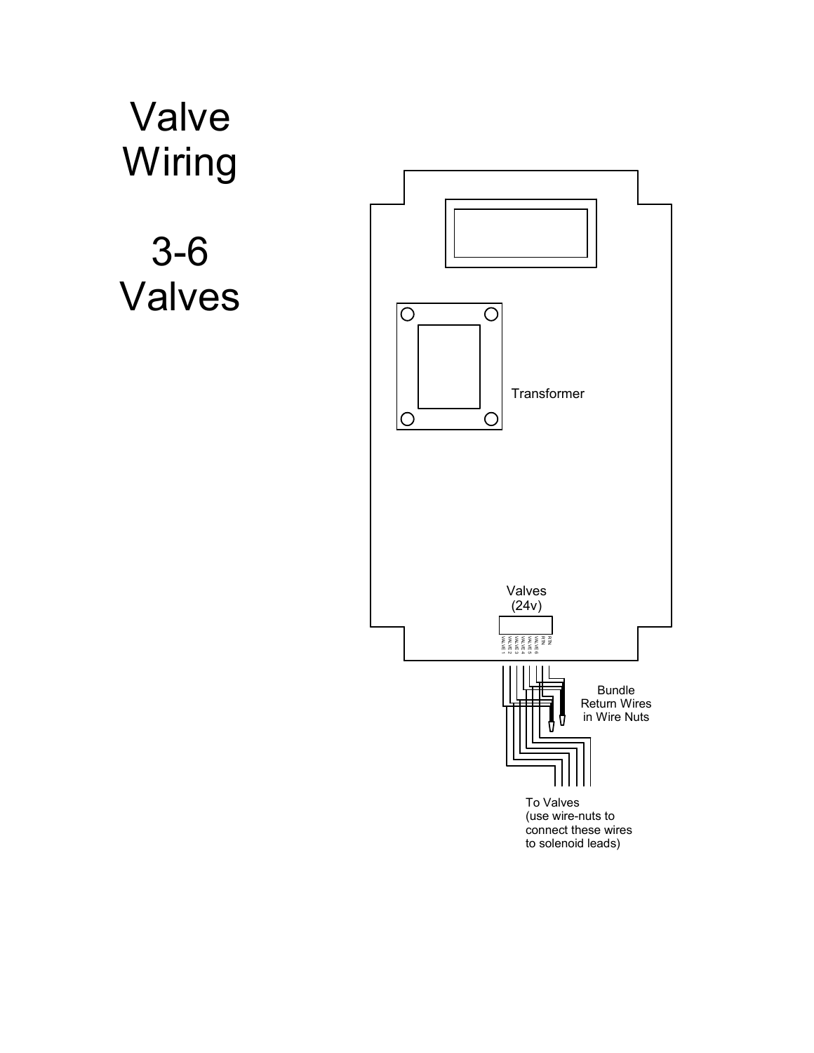# Valve Wiring

# 3-6 Valves

Transformer

Valves (24v)

RTN RTN VALVE 6 VALVE 5 VALVE 4 VALVE 3 VALVE 2 VALVE 1

Bundle Return Wires in Wire Nuts

To Valves (use wire-nuts to connect these wires to solenoid leads)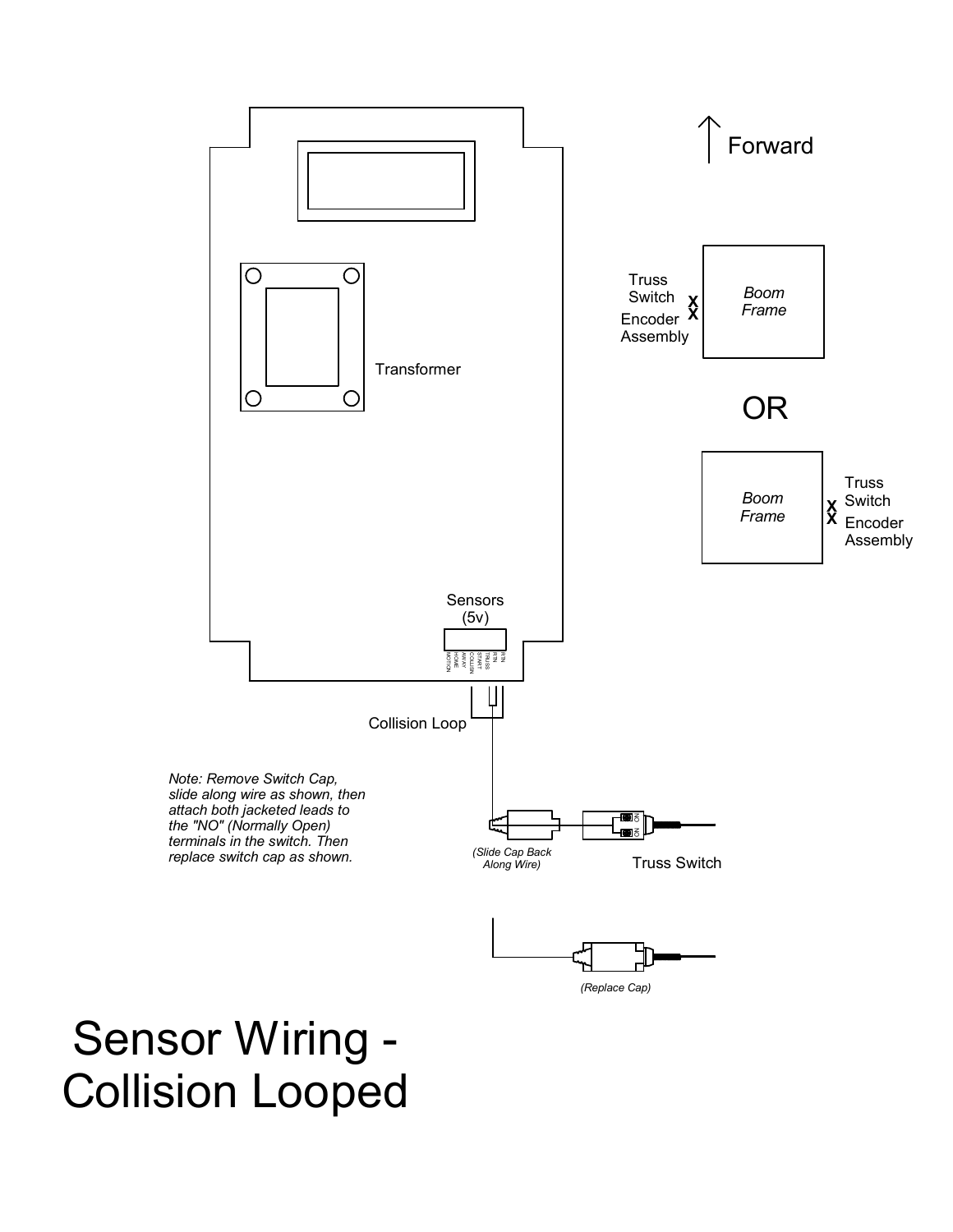Forward

Truss Switch

Encoder Assembly

*Boom Frame*

OR

*Boom Frame*

Truss Switch

Encoder Assembly

Transformer

Sensors (5v)

RTN RTN TRUSS START COLLSN AWAY HOME MOTION

Collision Loop

*Note: Remove Switch Cap, slide along wire as shown, then attach both jacketed leads to the "NO" (Normally Open) terminals in the switch. Then replace switch cap as shown.*

*(Slide Cap Back Along Wire)*

NO NO

Truss Switch

*(Replace Cap)*

# Sensor Wiring - Collision Looped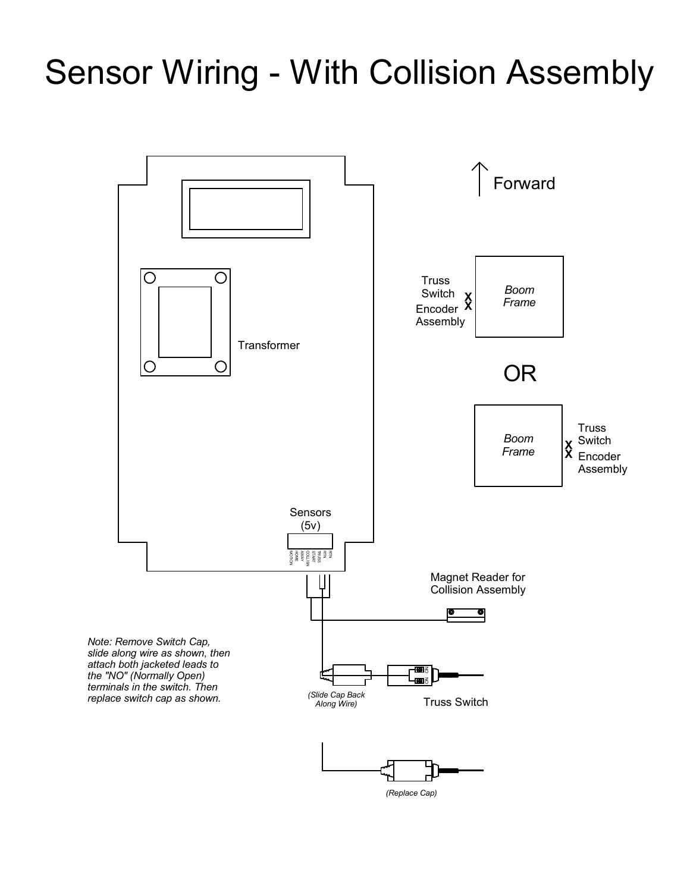# Sensor Wiring - With Collision Assembly

Forward

Truss Switch

Encoder Assembly

Boom Frame

OR

Boom Frame

Truss Switch

Encoder Assembly

Transformer

Sensors (5v)

RTN RTN START TRUSS COLLISN AWAY HOME MOTION

Magnet Reader for Collision Assembly

*Note: Remove Switch Cap, slide along wire as shown, then attach both jacketed leads to the "NO" (Normally Open) terminals in the switch. Then replace switch cap as shown.*

*(Slide Cap Back Along Wire)*

Truss Switch

*(Replace Cap)*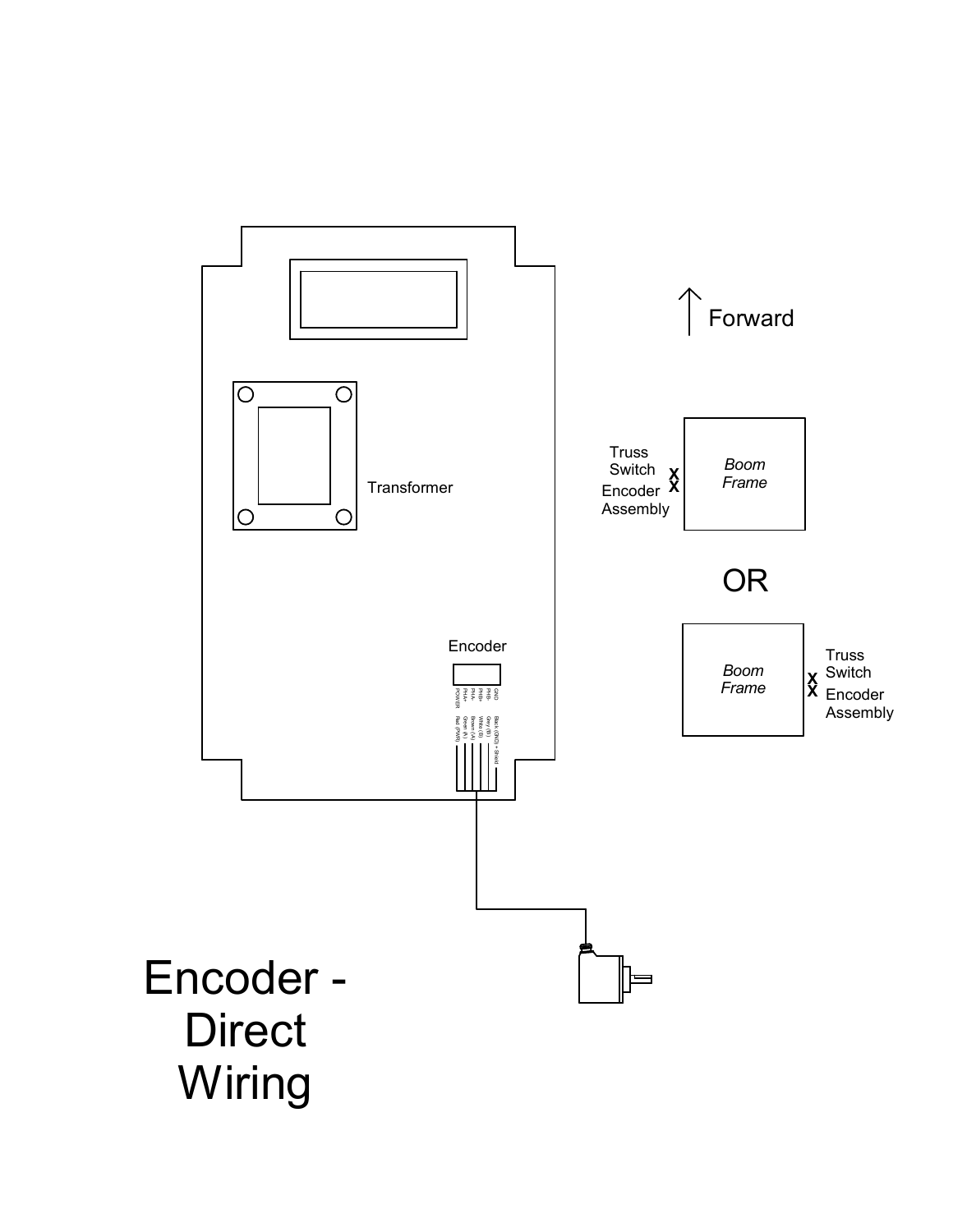Forward

Truss
Switch
Encoder
Assembly

*Boom Frame*

OR

*Boom Frame*

Truss
Switch
Encoder
Assembly

Transformer

Encoder

| Terminal | Wire |
| --- | --- |
| GND | Black (GND) + Shield |
| PHB- | Grey (B) |
| PHB+ | White (B) |
| PHA- | Brown (A) |
| PHA+ | Green (A) |
| POWER | Red (PWR) |

# Encoder - Direct Wiring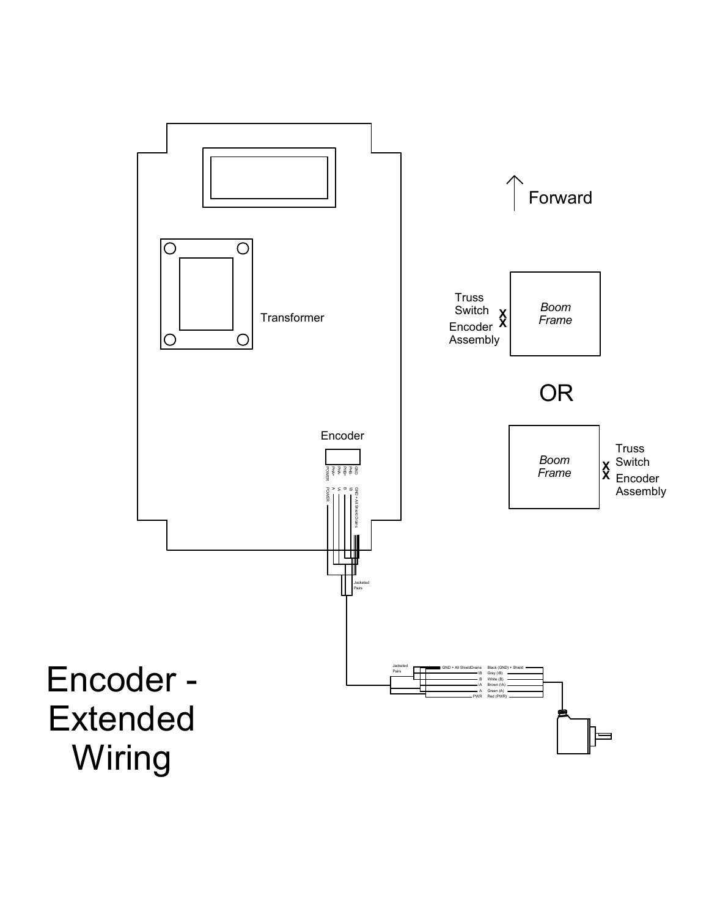# Encoder - Extended Wiring

Forward

Transformer

Truss Switch
Encoder Assembly

*Boom Frame*

OR

*Boom Frame*

Truss Switch
Encoder Assembly

Encoder

GND
PHB-
PHB+
PHA-
PHA+
POWER

GND + All Shield Drains
/B
B
/A
A
POWER

Jacketed Pairs

Jacketed Pairs

GND + All ShieldDrains — Black (GND) + Shield
/B — Grey (/B)
B — White (B)
/A — Brown (/A)
A — Green (A)
PWR — Red (PWR)